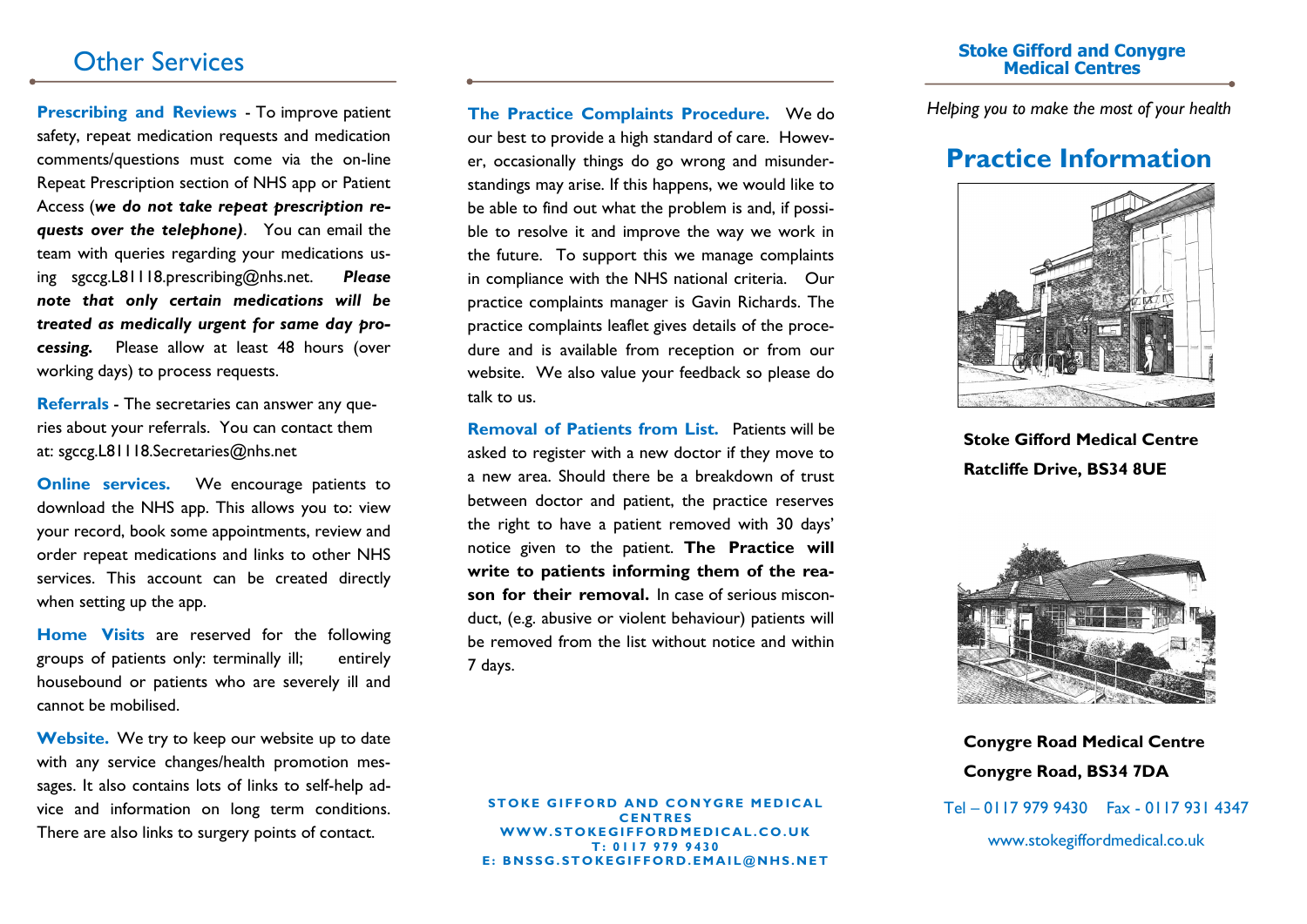## Other Services

**Prescribing and Reviews** - To improve patient safety, repeat medication requests and medication comments/questions must come via the on-line Repeat Prescription section of NHS app or Patient Access (***we do not take repeat prescription requests over the telephone)***. You can email the team with queries regarding your medications using sgccg.L81118.prescribing@nhs.net. ***Please note that only certain medications will be treated as medically urgent for same day processing.*** Please allow at least 48 hours (over working days) to process requests.

**Referrals** - The secretaries can answer any queries about your referrals. You can contact them at: sgccg.L81118.Secretaries@nhs.net

**Online services.** We encourage patients to download the NHS app. This allows you to: view your record, book some appointments, review and order repeat medications and links to other NHS services. This account can be created directly when setting up the app.

**Home Visits** are reserved for the following groups of patients only: terminally ill; entirely housebound or patients who are severely ill and cannot be mobilised.

**Website.** We try to keep our website up to date with any service changes/health promotion messages. It also contains lots of links to self-help advice and information on long term conditions. There are also links to surgery points of contact.

**The Practice Complaints Procedure.** We do our best to provide a high standard of care. However, occasionally things do go wrong and misunderstandings may arise. If this happens, we would like to be able to find out what the problem is and, if possible to resolve it and improve the way we work in the future. To support this we manage complaints in compliance with the NHS national criteria. Our practice complaints manager is Gavin Richards. The practice complaints leaflet gives details of the procedure and is available from reception or from our website. We also value your feedback so please do talk to us.

**Removal of Patients from List.** Patients will be asked to register with a new doctor if they move to a new area. Should there be a breakdown of trust between doctor and patient, the practice reserves the right to have a patient removed with 30 days' notice given to the patient. **The Practice will write to patients informing them of the reason for their removal.** In case of serious misconduct, (e.g. abusive or violent behaviour) patients will be removed from the list without notice and within 7 days.

**STOKE GIFFORD AND CONYGRE MEDICAL CENTRES**
**WWW.STOKEGIFFORDMEDICAL.CO.UK**
**T: 0117 979 9430**
**E: BNSSG.STOKEGIFFORD.EMAIL@NHS.NET**

**Stoke Gifford and Conygre Medical Centres**

*Helping you to make the most of your health*

# Practice Information

**Stoke Gifford Medical Centre**
**Ratcliffe Drive, BS34 8UE**

**Conygre Road Medical Centre**
**Conygre Road, BS34 7DA**

Tel – 0117 979 9430 Fax - 0117 931 4347

www.stokegiffordmedical.co.uk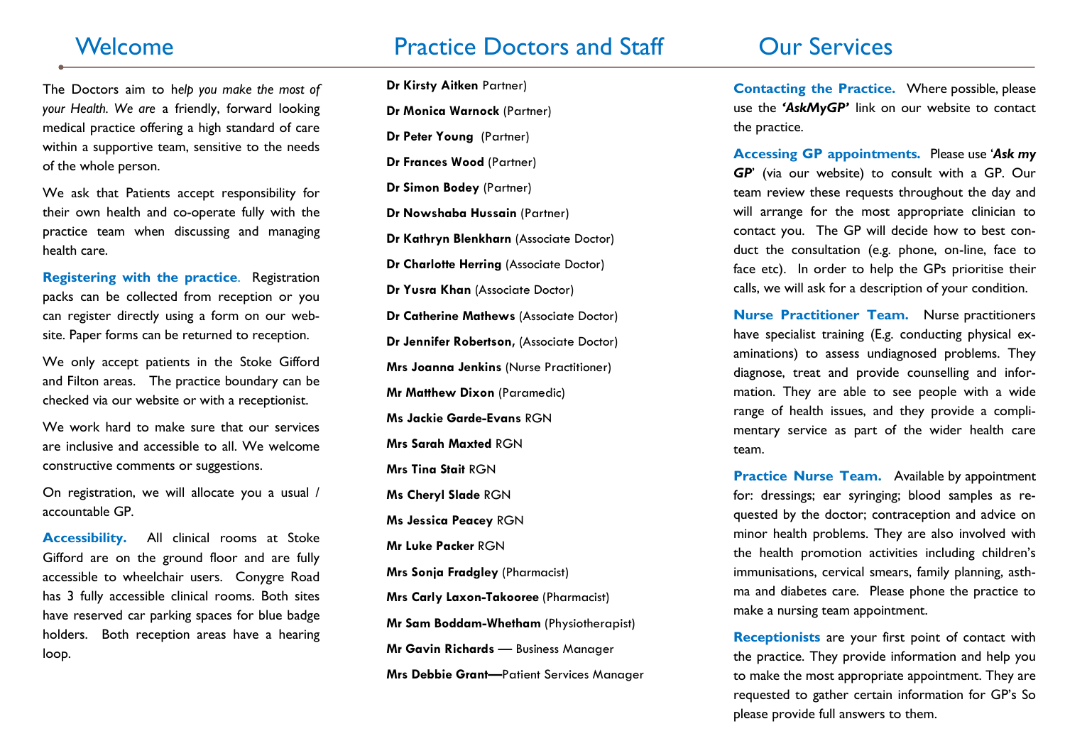# Welcome

The Doctors aim to h*elp you make the most of your Health. We are* a friendly, forward looking medical practice offering a high standard of care within a supportive team, sensitive to the needs of the whole person.

We ask that Patients accept responsibility for their own health and co-operate fully with the practice team when discussing and managing health care.

**Registering with the practice**. Registration packs can be collected from reception or you can register directly using a form on our website. Paper forms can be returned to reception.

We only accept patients in the Stoke Gifford and Filton areas. The practice boundary can be checked via our website or with a receptionist.

We work hard to make sure that our services are inclusive and accessible to all. We welcome constructive comments or suggestions.

On registration, we will allocate you a usual / accountable GP.

**Accessibility.** All clinical rooms at Stoke Gifford are on the ground floor and are fully accessible to wheelchair users. Conygre Road has 3 fully accessible clinical rooms. Both sites have reserved car parking spaces for blue badge holders. Both reception areas have a hearing loop.

# Practice Doctors and Staff

**Dr Kirsty Aitken** Partner)

**Dr Monica Warnock** (Partner)

**Dr Peter Young** (Partner)

**Dr Frances Wood** (Partner)

**Dr Simon Bodey** (Partner)

**Dr Nowshaba Hussain** (Partner)

**Dr Kathryn Blenkharn** (Associate Doctor)

**Dr Charlotte Herring** (Associate Doctor)

**Dr Yusra Khan** (Associate Doctor)

**Dr Catherine Mathews** (Associate Doctor)

**Dr Jennifer Robertson,** (Associate Doctor)

**Mrs Joanna Jenkins** (Nurse Practitioner)

**Mr Matthew Dixon** (Paramedic)

**Ms Jackie Garde-Evans** RGN

**Mrs Sarah Maxted** RGN

**Mrs Tina Stait** RGN

**Ms Cheryl Slade** RGN

**Ms Jessica Peacey** RGN

**Mr Luke Packer** RGN

**Mrs Sonja Fradgley** (Pharmacist)

**Mrs Carly Laxon-Takooree** (Pharmacist)

**Mr Sam Boddam-Whetham** (Physiotherapist)

**Mr Gavin Richards** — Business Manager

**Mrs Debbie Grant—**Patient Services Manager

# Our Services

**Contacting the Practice.** Where possible, please use the ***'AskMyGP'*** link on our website to contact the practice.

**Accessing GP appointments.** Please use '***Ask my GP***' (via our website) to consult with a GP. Our team review these requests throughout the day and will arrange for the most appropriate clinician to contact you. The GP will decide how to best conduct the consultation (e.g. phone, on-line, face to face etc). In order to help the GPs prioritise their calls, we will ask for a description of your condition.

**Nurse Practitioner Team.** Nurse practitioners have specialist training (E.g. conducting physical examinations) to assess undiagnosed problems. They diagnose, treat and provide counselling and information. They are able to see people with a wide range of health issues, and they provide a complimentary service as part of the wider health care team.

**Practice Nurse Team.** Available by appointment for: dressings; ear syringing; blood samples as requested by the doctor; contraception and advice on minor health problems. They are also involved with the health promotion activities including children's immunisations, cervical smears, family planning, asthma and diabetes care. Please phone the practice to make a nursing team appointment.

**Receptionists** are your first point of contact with the practice. They provide information and help you to make the most appropriate appointment. They are requested to gather certain information for GP's So please provide full answers to them.